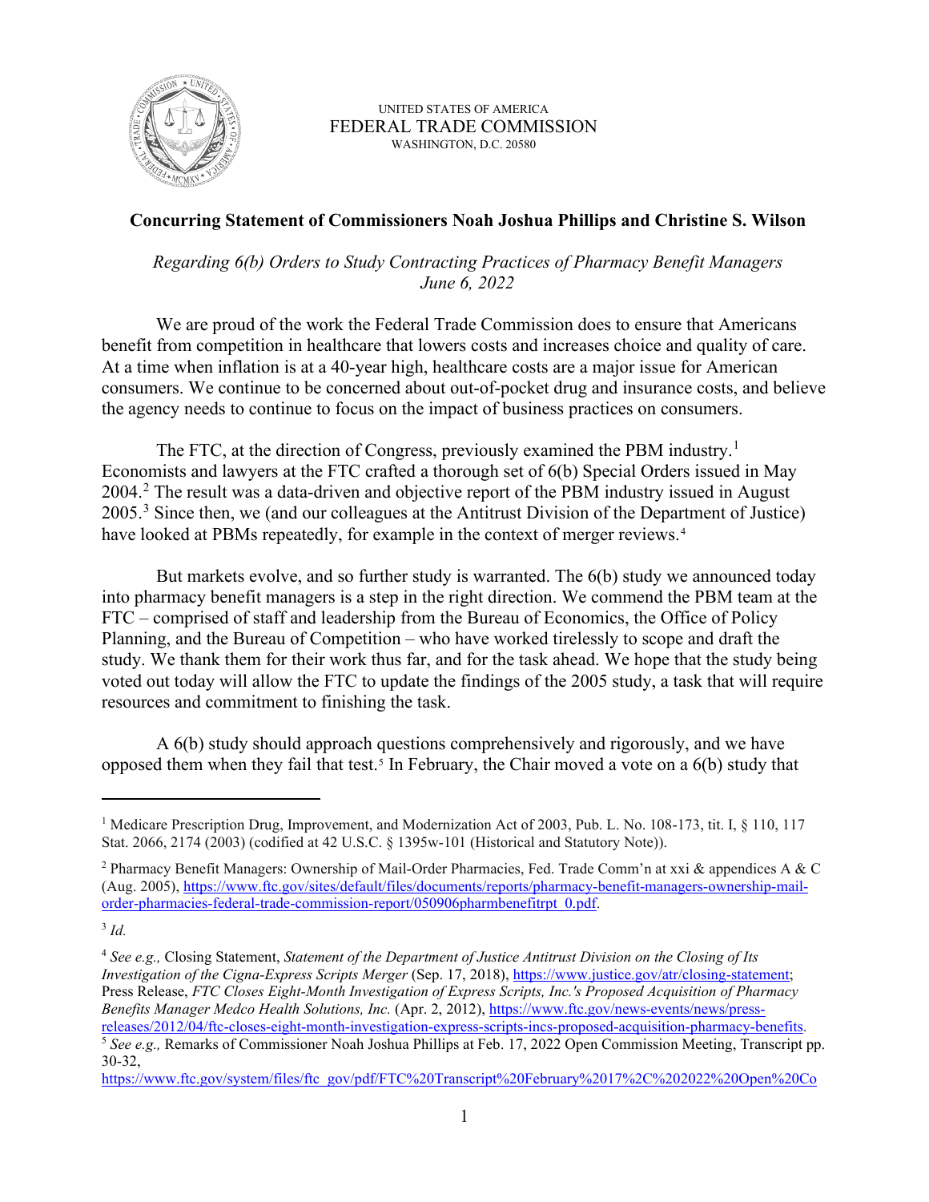UNITED STATES OF AMERICA
FEDERAL TRADE COMMISSION
WASHINGTON, D.C. 20580

**Concurring Statement of Commissioners Noah Joshua Phillips and Christine S. Wilson**

*Regarding 6(b) Orders to Study Contracting Practices of Pharmacy Benefit Managers*
*June 6, 2022*

We are proud of the work the Federal Trade Commission does to ensure that Americans benefit from competition in healthcare that lowers costs and increases choice and quality of care. At a time when inflation is at a 40-year high, healthcare costs are a major issue for American consumers. We continue to be concerned about out-of-pocket drug and insurance costs, and believe the agency needs to continue to focus on the impact of business practices on consumers.

The FTC, at the direction of Congress, previously examined the PBM industry.[1] Economists and lawyers at the FTC crafted a thorough set of 6(b) Special Orders issued in May 2004.[2] The result was a data-driven and objective report of the PBM industry issued in August 2005.[3] Since then, we (and our colleagues at the Antitrust Division of the Department of Justice) have looked at PBMs repeatedly, for example in the context of merger reviews.[4]

But markets evolve, and so further study is warranted. The 6(b) study we announced today into pharmacy benefit managers is a step in the right direction. We commend the PBM team at the FTC – comprised of staff and leadership from the Bureau of Economics, the Office of Policy Planning, and the Bureau of Competition – who have worked tirelessly to scope and draft the study. We thank them for their work thus far, and for the task ahead. We hope that the study being voted out today will allow the FTC to update the findings of the 2005 study, a task that will require resources and commitment to finishing the task.

A 6(b) study should approach questions comprehensively and rigorously, and we have opposed them when they fail that test.[5] In February, the Chair moved a vote on a 6(b) study that

---

[1] Medicare Prescription Drug, Improvement, and Modernization Act of 2003, Pub. L. No. 108-173, tit. I, § 110, 117 Stat. 2066, 2174 (2003) (codified at 42 U.S.C. § 1395w-101 (Historical and Statutory Note)).

[2] Pharmacy Benefit Managers: Ownership of Mail-Order Pharmacies, Fed. Trade Comm'n at xxi & appendices A & C (Aug. 2005), https://www.ftc.gov/sites/default/files/documents/reports/pharmacy-benefit-managers-ownership-mail-order-pharmacies-federal-trade-commission-report/050906pharmbenefitrpt_0.pdf.

[3] *Id.*

[4] *See e.g.,* Closing Statement, *Statement of the Department of Justice Antitrust Division on the Closing of Its Investigation of the Cigna-Express Scripts Merger* (Sep. 17, 2018), https://www.justice.gov/atr/closing-statement; Press Release, *FTC Closes Eight-Month Investigation of Express Scripts, Inc.'s Proposed Acquisition of Pharmacy Benefits Manager Medco Health Solutions, Inc.* (Apr. 2, 2012), https://www.ftc.gov/news-events/news/press-releases/2012/04/ftc-closes-eight-month-investigation-express-scripts-incs-proposed-acquisition-pharmacy-benefits.

[5] *See e.g.,* Remarks of Commissioner Noah Joshua Phillips at Feb. 17, 2022 Open Commission Meeting, Transcript pp. 30-32, https://www.ftc.gov/system/files/ftc_gov/pdf/FTC%20Transcript%20February%2017%2C%202022%20Open%20Co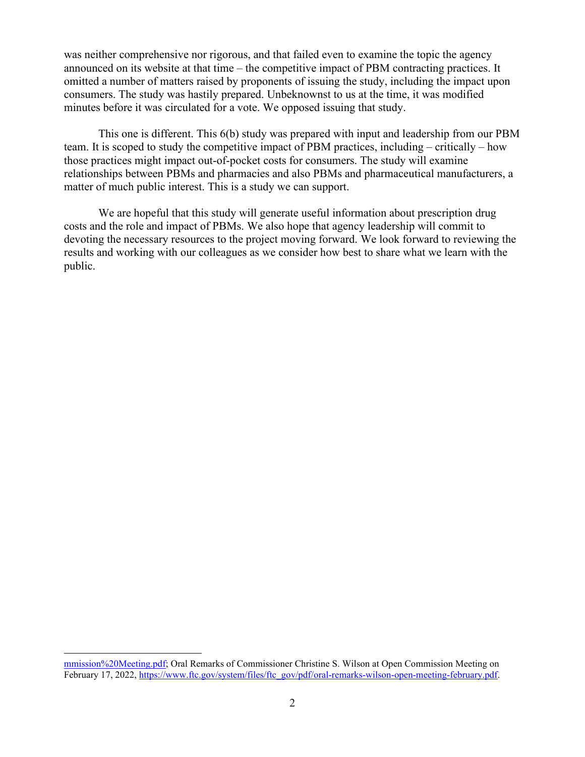was neither comprehensive nor rigorous, and that failed even to examine the topic the agency announced on its website at that time – the competitive impact of PBM contracting practices. It omitted a number of matters raised by proponents of issuing the study, including the impact upon consumers. The study was hastily prepared. Unbeknownst to us at the time, it was modified minutes before it was circulated for a vote. We opposed issuing that study.

This one is different. This 6(b) study was prepared with input and leadership from our PBM team. It is scoped to study the competitive impact of PBM practices, including – critically – how those practices might impact out-of-pocket costs for consumers. The study will examine relationships between PBMs and pharmacies and also PBMs and pharmaceutical manufacturers, a matter of much public interest. This is a study we can support.

We are hopeful that this study will generate useful information about prescription drug costs and the role and impact of PBMs. We also hope that agency leadership will commit to devoting the necessary resources to the project moving forward. We look forward to reviewing the results and working with our colleagues as we consider how best to share what we learn with the public.

---

mmission%20Meeting.pdf; Oral Remarks of Commissioner Christine S. Wilson at Open Commission Meeting on February 17, 2022, https://www.ftc.gov/system/files/ftc_gov/pdf/oral-remarks-wilson-open-meeting-february.pdf.